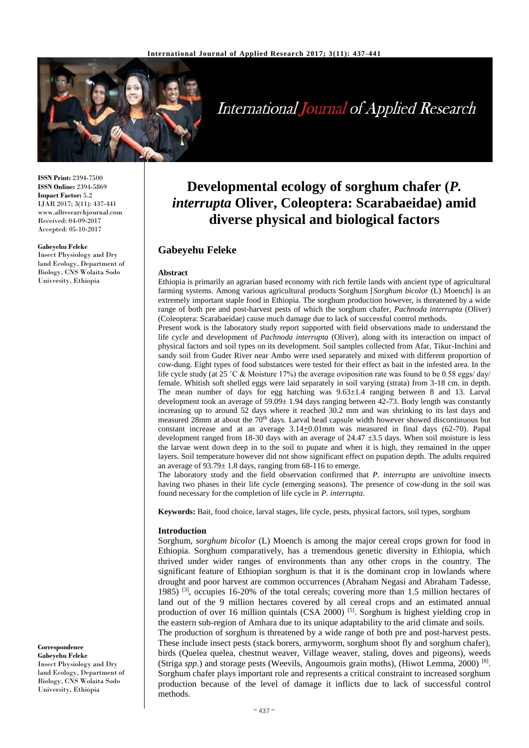**ISSN Print:** 2394-7500
**ISSN Online:** 2394-5869
**Impact Factor:** 5.2
IJAR 2017; 3(11): 437-441
www.allresearchjournal.com
Received: 04-09-2017
Accepted: 05-10-2017

**Gabeyehu Feleke**
Insect Physiology and Dry land Ecology, Department of Biology, CNS Wolaita Sodo University, Ethiopia

**Correspondence**
**Gabeyehu Feleke**
Insect Physiology and Dry land Ecology, Department of Biology, CNS Wolaita Sodo University, Ethiopia

# Developmental ecology of sorghum chafer (*P. interrupta* Oliver, Coleoptera: Scarabaeidae) amid diverse physical and biological factors

## Gabeyehu Feleke

### Abstract

Ethiopia is primarily an agrarian based economy with rich fertile lands with ancient type of agricultural farming systems. Among various agricultural products Sorghum [*Sorghum bicolor* (L) Moench] is an extremely important staple food in Ethiopia. The sorghum production however, is threatened by a wide range of both pre and post-harvest pests of which the sorghum chafer, *Pachnoda interrupta* (Oliver) (Coleoptera: Scarabaeidae) cause much damage due to lack of successful control methods.

Present work is the laboratory study report supported with field observations made to understand the life cycle and development of *Pachnoda interrupta* (Oliver), along with its interaction on impact of physical factors and soil types on its development. Soil samples collected from Afar, Tikur-Inchini and sandy soil from Guder River near Ambo were used separately and mixed with different proportion of cow-dung. Eight types of food substances were tested for their effect as bait in the infested area. In the life cycle study (at 25 ˚C & Moisture 17%) the average oviposition rate was found to be 0.58 eggs/ day/ female. Whitish soft shelled eggs were laid separately in soil varying (strata) from 3-18 cm. in depth. The mean number of days for egg hatching was 9.63±1.4 ranging between 8 and 13. Larval development took an average of 59.09± 1.94 days ranging between 42-73. Body length was constantly increasing up to around 52 days where it reached 30.2 mm and was shrinking to its last days and measured 28mm at about the 70th days. Larval head capsule width however showed discontinuous but constant increase and at an average 3.14±0.01mm was measured in final days (62-70). Papal development ranged from 18-30 days with an average of 24.47 ±3.5 days. When soil moisture is less the larvae went down deep in to the soil to pupate and when it is high, they remained in the upper layers. Soil temperature however did not show significant effect on pupation depth. The adults required an average of 93.79± 1.8 days, ranging from 68-116 to emerge.

The laboratory study and the field observation confirmed that *P. interrupta* are univoltine insects having two phases in their life cycle (emerging seasons). The presence of cow-dung in the soil was found necessary for the completion of life cycle in *P. interrupta*.

**Keywords:** Bait, food choice, larval stages, life cycle, pests, physical factors, soil types, sorghum

### Introduction

Sorghum, *sorghum bicolor* (L) Moench is among the major cereal crops grown for food in Ethiopia. Sorghum comparatively, has a tremendous genetic diversity in Ethiopia, which thrived under wider ranges of environments than any other crops in the country. The significant feature of Ethiopian sorghum is that it is the dominant crop in lowlands where drought and poor harvest are common occurrences (Abraham Negasi and Abraham Tadesse, 1985) [3], occupies 16-20% of the total cereals; covering more than 1.5 million hectares of land out of the 9 million hectares covered by all cereal crops and an estimated annual production of over 16 million quintals (CSA 2000) [5]. Sorghum is highest yielding crop in the eastern sub-region of Amhara due to its unique adaptability to the arid climate and soils.

The production of sorghum is threatened by a wide range of both pre and post-harvest pests. These include insect pests (stack borers, armyworm, sorghum shoot fly and sorghum chafer), birds (Quelea quelea, chestnut weaver, Village weaver, staling, doves and pigeons), weeds (Striga *spp*.) and storage pests (Weevils, Angoumois grain moths), (Hiwot Lemma, 2000) [8]. Sorghum chafer plays important role and represents a critical constraint to increased sorghum production because of the level of damage it inflicts due to lack of successful control methods.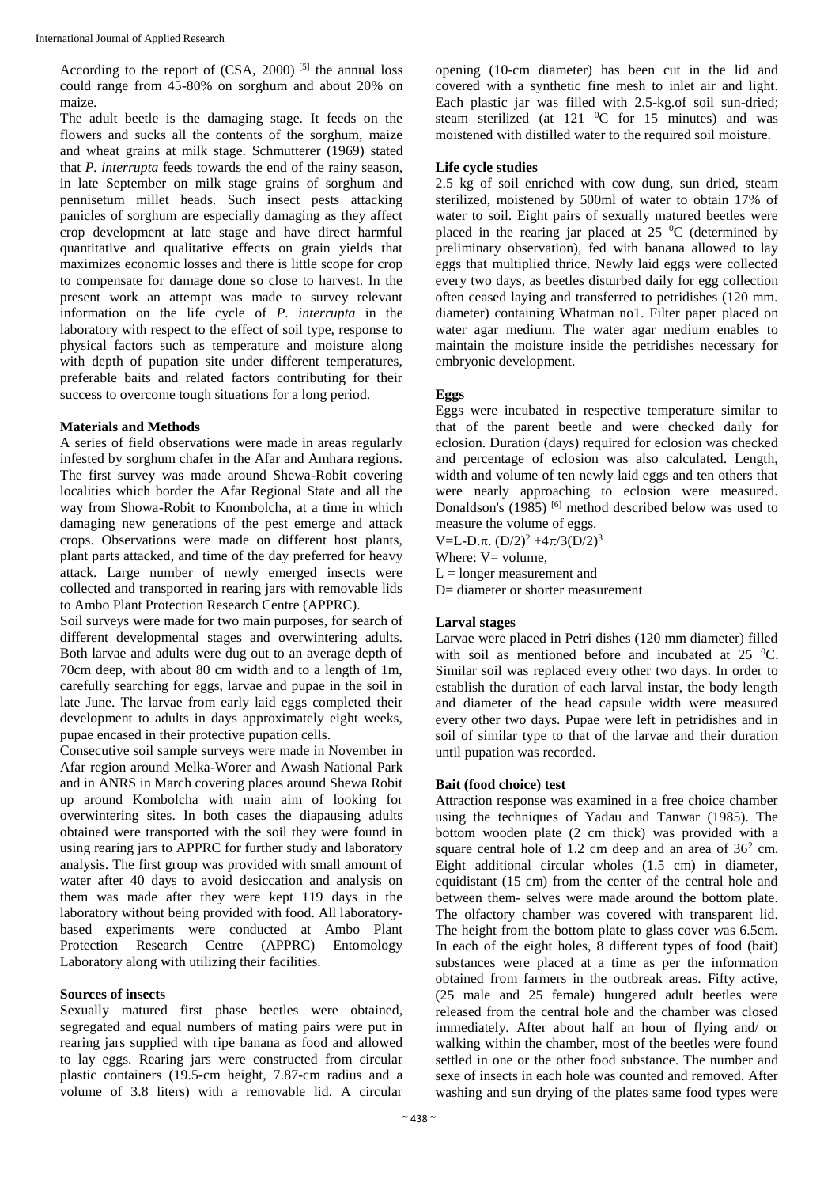According to the report of (CSA, 2000) [5] the annual loss could range from 45-80% on sorghum and about 20% on maize.

The adult beetle is the damaging stage. It feeds on the flowers and sucks all the contents of the sorghum, maize and wheat grains at milk stage. Schmutterer (1969) stated that *P. interrupta* feeds towards the end of the rainy season, in late September on milk stage grains of sorghum and pennisetum millet heads. Such insect pests attacking panicles of sorghum are especially damaging as they affect crop development at late stage and have direct harmful quantitative and qualitative effects on grain yields that maximizes economic losses and there is little scope for crop to compensate for damage done so close to harvest. In the present work an attempt was made to survey relevant information on the life cycle of *P. interrupta* in the laboratory with respect to the effect of soil type, response to physical factors such as temperature and moisture along with depth of pupation site under different temperatures, preferable baits and related factors contributing for their success to overcome tough situations for a long period.

## Materials and Methods

A series of field observations were made in areas regularly infested by sorghum chafer in the Afar and Amhara regions. The first survey was made around Shewa-Robit covering localities which border the Afar Regional State and all the way from Showa-Robit to Knombolcha, at a time in which damaging new generations of the pest emerge and attack crops. Observations were made on different host plants, plant parts attacked, and time of the day preferred for heavy attack. Large number of newly emerged insects were collected and transported in rearing jars with removable lids to Ambo Plant Protection Research Centre (APPRC).

Soil surveys were made for two main purposes, for search of different developmental stages and overwintering adults. Both larvae and adults were dug out to an average depth of 70cm deep, with about 80 cm width and to a length of 1m, carefully searching for eggs, larvae and pupae in the soil in late June. The larvae from early laid eggs completed their development to adults in days approximately eight weeks, pupae encased in their protective pupation cells.

Consecutive soil sample surveys were made in November in Afar region around Melka-Worer and Awash National Park and in ANRS in March covering places around Shewa Robit up around Kombolcha with main aim of looking for overwintering sites. In both cases the diapausing adults obtained were transported with the soil they were found in using rearing jars to APPRC for further study and laboratory analysis. The first group was provided with small amount of water after 40 days to avoid desiccation and analysis on them was made after they were kept 119 days in the laboratory without being provided with food. All laboratory-based experiments were conducted at Ambo Plant Protection Research Centre (APPRC) Entomology Laboratory along with utilizing their facilities.

### Sources of insects

Sexually matured first phase beetles were obtained, segregated and equal numbers of mating pairs were put in rearing jars supplied with ripe banana as food and allowed to lay eggs. Rearing jars were constructed from circular plastic containers (19.5-cm height, 7.87-cm radius and a volume of 3.8 liters) with a removable lid. A circular opening (10-cm diameter) has been cut in the lid and covered with a synthetic fine mesh to inlet air and light. Each plastic jar was filled with 2.5-kg.of soil sun-dried; steam sterilized (at 121 $^0$C for 15 minutes) and was moistened with distilled water to the required soil moisture.

### Life cycle studies

2.5 kg of soil enriched with cow dung, sun dried, steam sterilized, moistened by 500ml of water to obtain 17% of water to soil. Eight pairs of sexually matured beetles were placed in the rearing jar placed at 25 $^0$C (determined by preliminary observation), fed with banana allowed to lay eggs that multiplied thrice. Newly laid eggs were collected every two days, as beetles disturbed daily for egg collection often ceased laying and transferred to petridishes (120 mm. diameter) containing Whatman no1. Filter paper placed on water agar medium. The water agar medium enables to maintain the moisture inside the petridishes necessary for embryonic development.

### Eggs

Eggs were incubated in respective temperature similar to that of the parent beetle and were checked daily for eclosion. Duration (days) required for eclosion was checked and percentage of eclosion was also calculated. Length, width and volume of ten newly laid eggs and ten others that were nearly approaching to eclosion were measured. Donaldson's (1985) [6] method described below was used to measure the volume of eggs.

$V=L\text{-}D.\pi.\,(D/2)^2 + 4\pi/3(D/2)^3$

Where: V= volume,

L = longer measurement and

D= diameter or shorter measurement

### Larval stages

Larvae were placed in Petri dishes (120 mm diameter) filled with soil as mentioned before and incubated at 25 $^0$C. Similar soil was replaced every other two days. In order to establish the duration of each larval instar, the body length and diameter of the head capsule width were measured every other two days. Pupae were left in petridishes and in soil of similar type to that of the larvae and their duration until pupation was recorded.

### Bait (food choice) test

Attraction response was examined in a free choice chamber using the techniques of Yadau and Tanwar (1985). The bottom wooden plate (2 cm thick) was provided with a square central hole of 1.2 cm deep and an area of $36^2$ cm. Eight additional circular wholes (1.5 cm) in diameter, equidistant (15 cm) from the center of the central hole and between them- selves were made around the bottom plate. The olfactory chamber was covered with transparent lid. The height from the bottom plate to glass cover was 6.5cm. In each of the eight holes, 8 different types of food (bait) substances were placed at a time as per the information obtained from farmers in the outbreak areas. Fifty active, (25 male and 25 female) hungered adult beetles were released from the central hole and the chamber was closed immediately. After about half an hour of flying and/ or walking within the chamber, most of the beetles were found settled in one or the other food substance. The number and sexe of insects in each hole was counted and removed. After washing and sun drying of the plates same food types were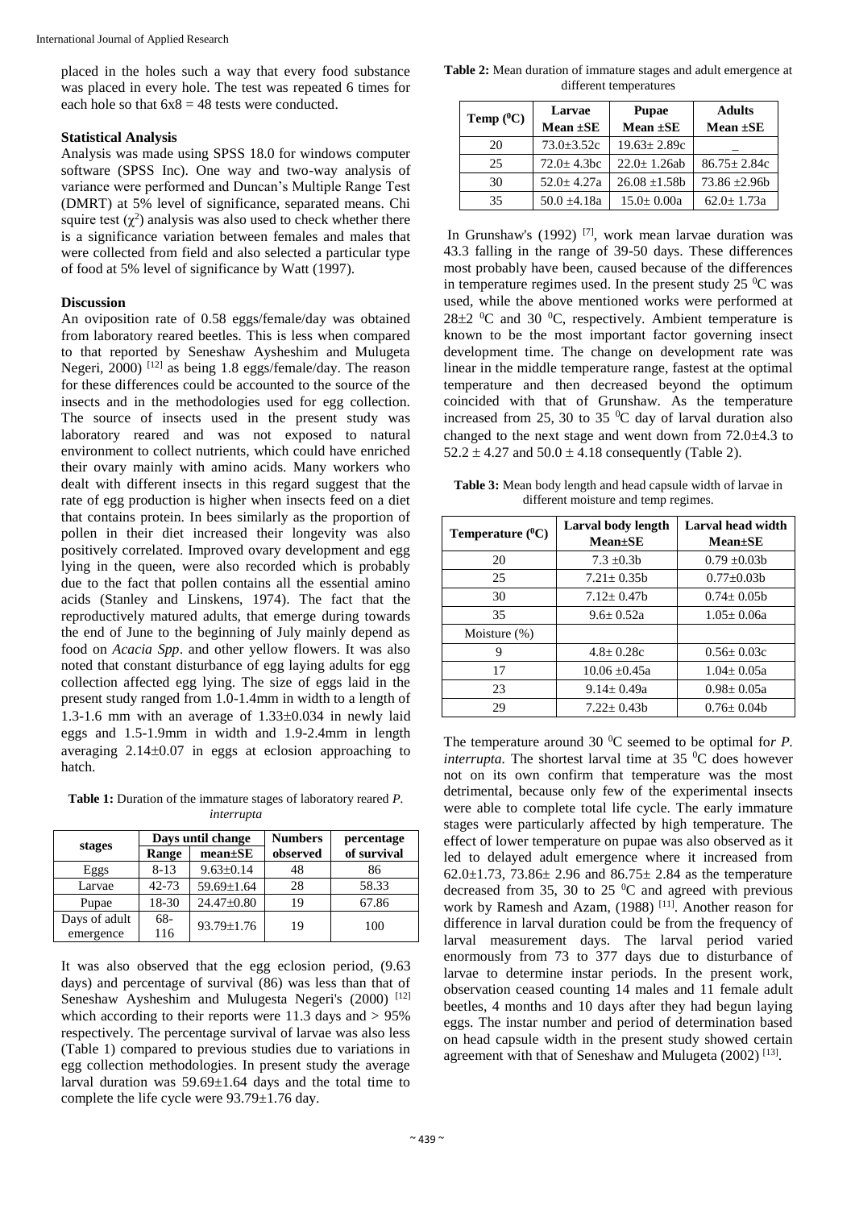placed in the holes such a way that every food substance was placed in every hole. The test was repeated 6 times for each hole so that 6x8 = 48 tests were conducted.

### Statistical Analysis

Analysis was made using SPSS 18.0 for windows computer software (SPSS Inc). One way and two-way analysis of variance were performed and Duncan's Multiple Range Test (DMRT) at 5% level of significance, separated means. Chi squire test ($\chi^2$) analysis was also used to check whether there is a significance variation between females and males that were collected from field and also selected a particular type of food at 5% level of significance by Watt (1997).

### Discussion

An oviposition rate of 0.58 eggs/female/day was obtained from laboratory reared beetles. This is less when compared to that reported by Seneshaw Aysheshim and Mulugeta Negeri, 2000) [12] as being 1.8 eggs/female/day. The reason for these differences could be accounted to the source of the insects and in the methodologies used for egg collection. The source of insects used in the present study was laboratory reared and was not exposed to natural environment to collect nutrients, which could have enriched their ovary mainly with amino acids. Many workers who dealt with different insects in this regard suggest that the rate of egg production is higher when insects feed on a diet that contains protein. In bees similarly as the proportion of pollen in their diet increased their longevity was also positively correlated. Improved ovary development and egg lying in the queen, were also recorded which is probably due to the fact that pollen contains all the essential amino acids (Stanley and Linskens, 1974). The fact that the reproductively matured adults, that emerge during towards the end of June to the beginning of July mainly depend as food on *Acacia Spp*. and other yellow flowers. It was also noted that constant disturbance of egg laying adults for egg collection affected egg lying. The size of eggs laid in the present study ranged from 1.0-1.4mm in width to a length of 1.3-1.6 mm with an average of 1.33±0.034 in newly laid eggs and 1.5-1.9mm in width and 1.9-2.4mm in length averaging 2.14±0.07 in eggs at eclosion approaching to hatch.

**Table 1:** Duration of the immature stages of laboratory reared *P. interrupta*

| stages | Days until change | | Numbers observed | percentage of survival |
|---|---|---|---|---|
| | Range | mean±SE | | |
| Eggs | 8-13 | 9.63±0.14 | 48 | 86 |
| Larvae | 42-73 | 59.69±1.64 | 28 | 58.33 |
| Pupae | 18-30 | 24.47±0.80 | 19 | 67.86 |
| Days of adult emergence | 68-116 | 93.79±1.76 | 19 | 100 |

It was also observed that the egg eclosion period, (9.63 days) and percentage of survival (86) was less than that of Seneshaw Aysheshim and Mulugesta Negeri's (2000) [12] which according to their reports were 11.3 days and > 95% respectively. The percentage survival of larvae was also less (Table 1) compared to previous studies due to variations in egg collection methodologies. In present study the average larval duration was 59.69±1.64 days and the total time to complete the life cycle were 93.79±1.76 day.

**Table 2:** Mean duration of immature stages and adult emergence at different temperatures

| Temp ($^0$C) | Larvae Mean ±SE | Pupae Mean ±SE | Adults Mean ±SE |
|---|---|---|---|
| 20 | 73.0±3.52c | 19.63± 2.89c | _ |
| 25 | 72.0± 4.3bc | 22.0± 1.26ab | 86.75± 2.84c |
| 30 | 52.0± 4.27a | 26.08 ±1.58b | 73.86 ±2.96b |
| 35 | 50.0 ±4.18a | 15.0± 0.00a | 62.0± 1.73a |

In Grunshaw's (1992) [7], work mean larvae duration was 43.3 falling in the range of 39-50 days. These differences most probably have been, caused because of the differences in temperature regimes used. In the present study 25 $^0$C was used, while the above mentioned works were performed at 28±2 $^0$C and 30 $^0$C, respectively. Ambient temperature is known to be the most important factor governing insect development time. The change on development rate was linear in the middle temperature range, fastest at the optimal temperature and then decreased beyond the optimum coincided with that of Grunshaw. As the temperature increased from 25, 30 to 35 $^0$C day of larval duration also changed to the next stage and went down from 72.0±4.3 to 52.2 ± 4.27 and 50.0 ± 4.18 consequently (Table 2).

**Table 3:** Mean body length and head capsule width of larvae in different moisture and temp regimes.

| Temperature ($^0$C) | Larval body length Mean±SE | Larval head width Mean±SE |
|---|---|---|
| 20 | 7.3 ±0.3b | 0.79 ±0.03b |
| 25 | 7.21± 0.35b | 0.77±0.03b |
| 30 | 7.12± 0.47b | 0.74± 0.05b |
| 35 | 9.6± 0.52a | 1.05± 0.06a |
| Moisture (%) | | |
| 9 | 4.8± 0.28c | 0.56± 0.03c |
| 17 | 10.06 ±0.45a | 1.04± 0.05a |
| 23 | 9.14± 0.49a | 0.98± 0.05a |
| 29 | 7.22± 0.43b | 0.76± 0.04b |

The temperature around 30 $^0$C seemed to be optimal for *P. interrupta*. The shortest larval time at 35 $^0$C does however not on its own confirm that temperature was the most detrimental, because only few of the experimental insects were able to complete total life cycle. The early immature stages were particularly affected by high temperature. The effect of lower temperature on pupae was also observed as it led to delayed adult emergence where it increased from 62.0±1.73, 73.86± 2.96 and 86.75± 2.84 as the temperature decreased from 35, 30 to 25 $^0$C and agreed with previous work by Ramesh and Azam, (1988) [11]. Another reason for difference in larval duration could be from the frequency of larval measurement days. The larval period varied enormously from 73 to 377 days due to disturbance of larvae to determine instar periods. In the present work, observation ceased counting 14 males and 11 female adult beetles, 4 months and 10 days after they had begun laying eggs. The instar number and period of determination based on head capsule width in the present study showed certain agreement with that of Seneshaw and Mulugeta (2002) [13].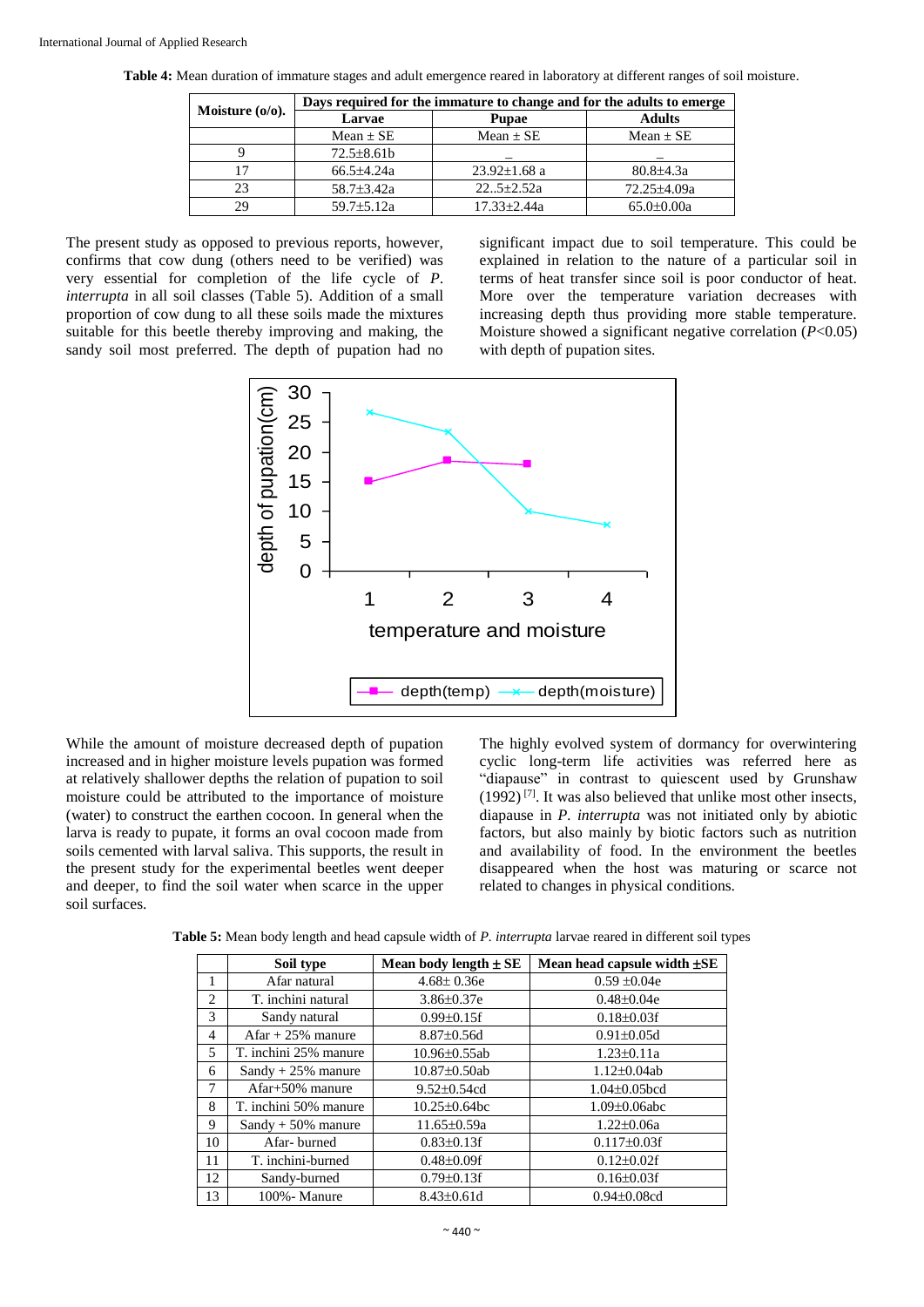**Table 4:** Mean duration of immature stages and adult emergence reared in laboratory at different ranges of soil moisture.

| Moisture (o/o). | Days required for the immature to change and for the adults to emerge | | |
|---|---|---|---|
| | Larvae | Pupae | Adults |
| | Mean ± SE | Mean ± SE | Mean ± SE |
| 9 | 72.5±8.61b | _ | _ |
| 17 | 66.5±4.24a | 23.92±1.68 a | 80.8±4.3a |
| 23 | 58.7±3.42a | 22..5±2.52a | 72.25±4.09a |
| 29 | 59.7±5.12a | 17.33±2.44a | 65.0±0.00a |

The present study as opposed to previous reports, however, confirms that cow dung (others need to be verified) was very essential for completion of the life cycle of *P. interrupta* in all soil classes (Table 5). Addition of a small proportion of cow dung to all these soils made the mixtures suitable for this beetle thereby improving and making, the sandy soil most preferred. The depth of pupation had no significant impact due to soil temperature. This could be explained in relation to the nature of a particular soil in terms of heat transfer since soil is poor conductor of heat. More over the temperature variation decreases with increasing depth thus providing more stable temperature. Moisture showed a significant negative correlation ($P$<0.05) with depth of pupation sites.

While the amount of moisture decreased depth of pupation increased and in higher moisture levels pupation was formed at relatively shallower depths the relation of pupation to soil moisture could be attributed to the importance of moisture (water) to construct the earthen cocoon. In general when the larva is ready to pupate, it forms an oval cocoon made from soils cemented with larval saliva. This supports, the result in the present study for the experimental beetles went deeper and deeper, to find the soil water when scarce in the upper soil surfaces.

The highly evolved system of dormancy for overwintering cyclic long-term life activities was referred here as "diapause" in contrast to quiescent used by Grunshaw (1992) [7]. It was also believed that unlike most other insects, diapause in *P. interrupta* was not initiated only by abiotic factors, but also mainly by biotic factors such as nutrition and availability of food. In the environment the beetles disappeared when the host was maturing or scarce not related to changes in physical conditions.

**Table 5:** Mean body length and head capsule width of *P. interrupta* larvae reared in different soil types

| | Soil type | Mean body length ± SE | Mean head capsule width ±SE |
|---|---|---|---|
| 1 | Afar natural | 4.68± 0.36e | 0.59 ±0.04e |
| 2 | T. inchini natural | 3.86±0.37e | 0.48±0.04e |
| 3 | Sandy natural | 0.99±0.15f | 0.18±0.03f |
| 4 | Afar + 25% manure | 8.87±0.56d | 0.91±0.05d |
| 5 | T. inchini 25% manure | 10.96±0.55ab | 1.23±0.11a |
| 6 | Sandy + 25% manure | 10.87±0.50ab | 1.12±0.04ab |
| 7 | Afar+50% manure | 9.52±0.54cd | 1.04±0.05bcd |
| 8 | T. inchini 50% manure | 10.25±0.64bc | 1.09±0.06abc |
| 9 | Sandy + 50% manure | 11.65±0.59a | 1.22±0.06a |
| 10 | Afar- burned | 0.83±0.13f | 0.117±0.03f |
| 11 | T. inchini-burned | 0.48±0.09f | 0.12±0.02f |
| 12 | Sandy-burned | 0.79±0.13f | 0.16±0.03f |
| 13 | 100%- Manure | 8.43±0.61d | 0.94±0.08cd |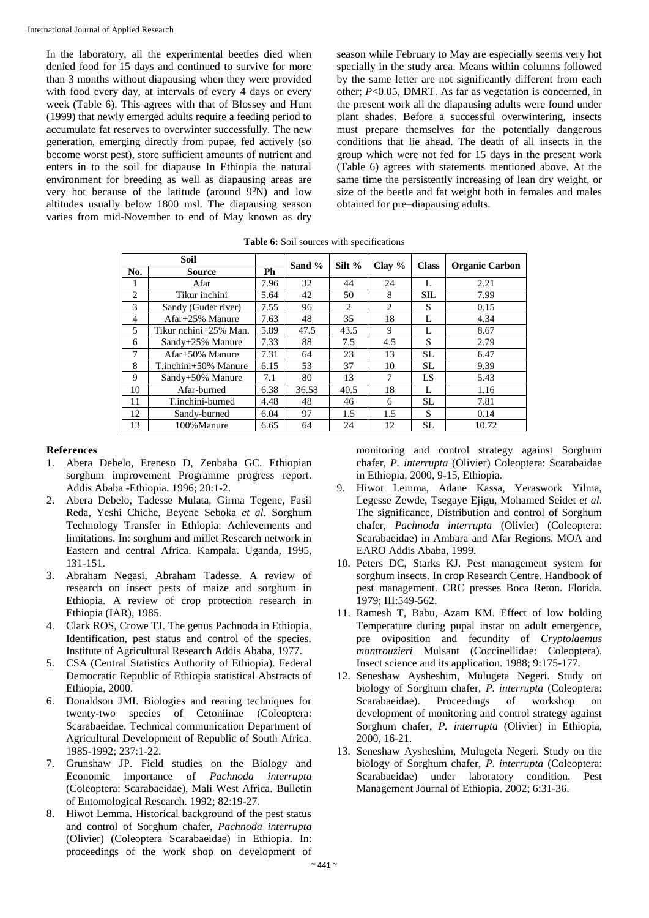In the laboratory, all the experimental beetles died when denied food for 15 days and continued to survive for more than 3 months without diapausing when they were provided with food every day, at intervals of every 4 days or every week (Table 6). This agrees with that of Blossey and Hunt (1999) that newly emerged adults require a feeding period to accumulate fat reserves to overwinter successfully. The new generation, emerging directly from pupae, fed actively (so become worst pest), store sufficient amounts of nutrient and enters in to the soil for diapause In Ethiopia the natural environment for breeding as well as diapausing areas are very hot because of the latitude (around $9^0$N) and low altitudes usually below 1800 msl. The diapausing season varies from mid-November to end of May known as dry season while February to May are especially seems very hot specially in the study area. Means within columns followed by the same letter are not significantly different from each other; $P<0.05$, DMRT. As far as vegetation is concerned, in the present work all the diapausing adults were found under plant shades. Before a successful overwintering, insects must prepare themselves for the potentially dangerous conditions that lie ahead. The death of all insects in the group which were not fed for 15 days in the present work (Table 6) agrees with statements mentioned above. At the same time the persistently increasing of lean dry weight, or size of the beetle and fat weight both in females and males obtained for pre–diapausing adults.

**Table 6:** Soil sources with specifications

| Soil | | Ph | Sand % | Silt % | Clay % | Class | Organic Carbon |
|---|---|---|---|---|---|---|---|
| No. | Source | | | | | | |
| 1 | Afar | 7.96 | 32 | 44 | 24 | L | 2.21 |
| 2 | Tikur inchini | 5.64 | 42 | 50 | 8 | SIL | 7.99 |
| 3 | Sandy (Guder river) | 7.55 | 96 | 2 | 2 | S | 0.15 |
| 4 | Afar+25% Manure | 7.63 | 48 | 35 | 18 | L | 4.34 |
| 5 | Tikur nchini+25% Man. | 5.89 | 47.5 | 43.5 | 9 | L | 8.67 |
| 6 | Sandy+25% Manure | 7.33 | 88 | 7.5 | 4.5 | S | 2.79 |
| 7 | Afar+50% Manure | 7.31 | 64 | 23 | 13 | SL | 6.47 |
| 8 | T.inchini+50% Manure | 6.15 | 53 | 37 | 10 | SL | 9.39 |
| 9 | Sandy+50% Manure | 7.1 | 80 | 13 | 7 | LS | 5.43 |
| 10 | Afar-burned | 6.38 | 36.58 | 40.5 | 18 | L | 1.16 |
| 11 | T.inchini-burned | 4.48 | 48 | 46 | 6 | SL | 7.81 |
| 12 | Sandy-burned | 6.04 | 97 | 1.5 | 1.5 | S | 0.14 |
| 13 | 100%Manure | 6.65 | 64 | 24 | 12 | SL | 10.72 |

## References

1. Abera Debelo, Ereneso D, Zenbaba GC. Ethiopian sorghum improvement Programme progress report. Addis Ababa -Ethiopia. 1996; 20:1-2.
2. Abera Debelo, Tadesse Mulata, Girma Tegene, Fasil Reda, Yeshi Chiche, Beyene Seboka *et al*. Sorghum Technology Transfer in Ethiopia: Achievements and limitations. In: sorghum and millet Research network in Eastern and central Africa. Kampala. Uganda, 1995, 131-151.
3. Abraham Negasi, Abraham Tadesse. A review of research on insect pests of maize and sorghum in Ethiopia. A review of crop protection research in Ethiopia (IAR), 1985.
4. Clark ROS, Crowe TJ. The genus Pachnoda in Ethiopia. Identification, pest status and control of the species. Institute of Agricultural Research Addis Ababa, 1977.
5. CSA (Central Statistics Authority of Ethiopia). Federal Democratic Republic of Ethiopia statistical Abstracts of Ethiopia, 2000.
6. Donaldson JMI. Biologies and rearing techniques for twenty-two species of Cetoniinae (Coleoptera: Scarabaeidae. Technical communication Department of Agricultural Development of Republic of South Africa. 1985-1992; 237:1-22.
7. Grunshaw JP. Field studies on the Biology and Economic importance of *Pachnoda interrupta* (Coleoptera: Scarabaeidae), Mali West Africa. Bulletin of Entomological Research. 1992; 82:19-27.
8. Hiwot Lemma. Historical background of the pest status and control of Sorghum chafer, *Pachnoda interrupta* (Olivier) (Coleoptera Scarabaeidae) in Ethiopia. In: proceedings of the work shop on development of monitoring and control strategy against Sorghum chafer, *P. interrupta* (Olivier) Coleoptera: Scarabaidae in Ethiopia, 2000, 9-15, Ethiopia.
9. Hiwot Lemma, Adane Kassa, Yeraswork Yilma, Legesse Zewde, Tsegaye Ejigu, Mohamed Seidet *et al*. The significance, Distribution and control of Sorghum chafer, *Pachnoda interrupta* (Olivier) (Coleoptera: Scarabaeidae) in Ambara and Afar Regions. MOA and EARO Addis Ababa, 1999.
10. Peters DC, Starks KJ. Pest management system for sorghum insects. In crop Research Centre. Handbook of pest management. CRC presses Boca Reton. Florida. 1979; III:549-562.
11. Ramesh T, Babu, Azam KM. Effect of low holding Temperature during pupal instar on adult emergence, pre oviposition and fecundity of *Cryptolaemus montrouzieri* Mulsant (Coccinellidae: Coleoptera). Insect science and its application. 1988; 9:175-177.
12. Seneshaw Aysheshim, Mulugeta Negeri. Study on biology of Sorghum chafer, *P. interrupta* (Coleoptera: Scarabaeidae). Proceedings of workshop on development of monitoring and control strategy against Sorghum chafer, *P. interrupta* (Olivier) in Ethiopia, 2000, 16-21.
13. Seneshaw Aysheshim, Mulugeta Negeri. Study on the biology of Sorghum chafer, *P. interrupta* (Coleoptera: Scarabaeidae) under laboratory condition. Pest Management Journal of Ethiopia. 2002; 6:31-36.